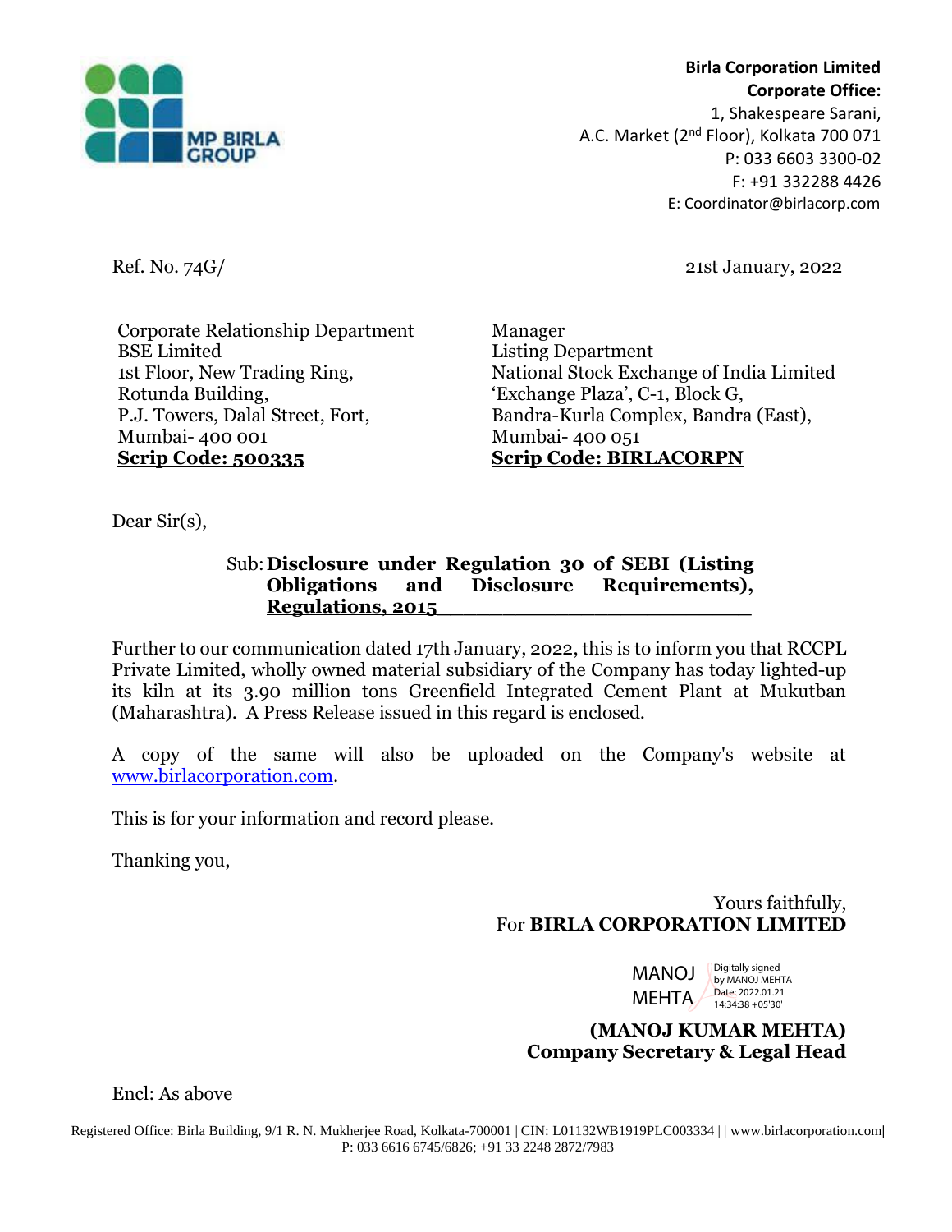**Birla Corporation Limited**
**Corporate Office:**
1, Shakespeare Sarani,
A.C. Market (2nd Floor), Kolkata 700 071
P: 033 6603 3300-02
F: +91 332288 4426
E: Coordinator@birlacorp.com

Ref. No. 74G/

21st January, 2022

Corporate Relationship Department
BSE Limited
1st Floor, New Trading Ring,
Rotunda Building,
P.J. Towers, Dalal Street, Fort,
Mumbai- 400 001
**Scrip Code: 500335**

Manager
Listing Department
National Stock Exchange of India Limited
'Exchange Plaza', C-1, Block G,
Bandra-Kurla Complex, Bandra (East),
Mumbai- 400 051
**Scrip Code: BIRLACORPN**

Dear Sir(s),

Sub: **Disclosure under Regulation 30 of SEBI (Listing Obligations and Disclosure Requirements), Regulations, 2015**

Further to our communication dated 17th January, 2022, this is to inform you that RCCPL Private Limited, wholly owned material subsidiary of the Company has today lighted-up its kiln at its 3.90 million tons Greenfield Integrated Cement Plant at Mukutban (Maharashtra). A Press Release issued in this regard is enclosed.

A copy of the same will also be uploaded on the Company's website at www.birlacorporation.com.

This is for your information and record please.

Thanking you,

Yours faithfully,
For **BIRLA CORPORATION LIMITED**

MANOJ MEHTA
Digitally signed by MANOJ MEHTA
Date: 2022.01.21 14:34:38 +05'30'

**(MANOJ KUMAR MEHTA)**
**Company Secretary & Legal Head**

Encl: As above

Registered Office: Birla Building, 9/1 R. N. Mukherjee Road, Kolkata-700001 | CIN: L01132WB1919PLC003334 | | www.birlacorporation.com|
P: 033 6616 6745/6826; +91 33 2248 2872/7983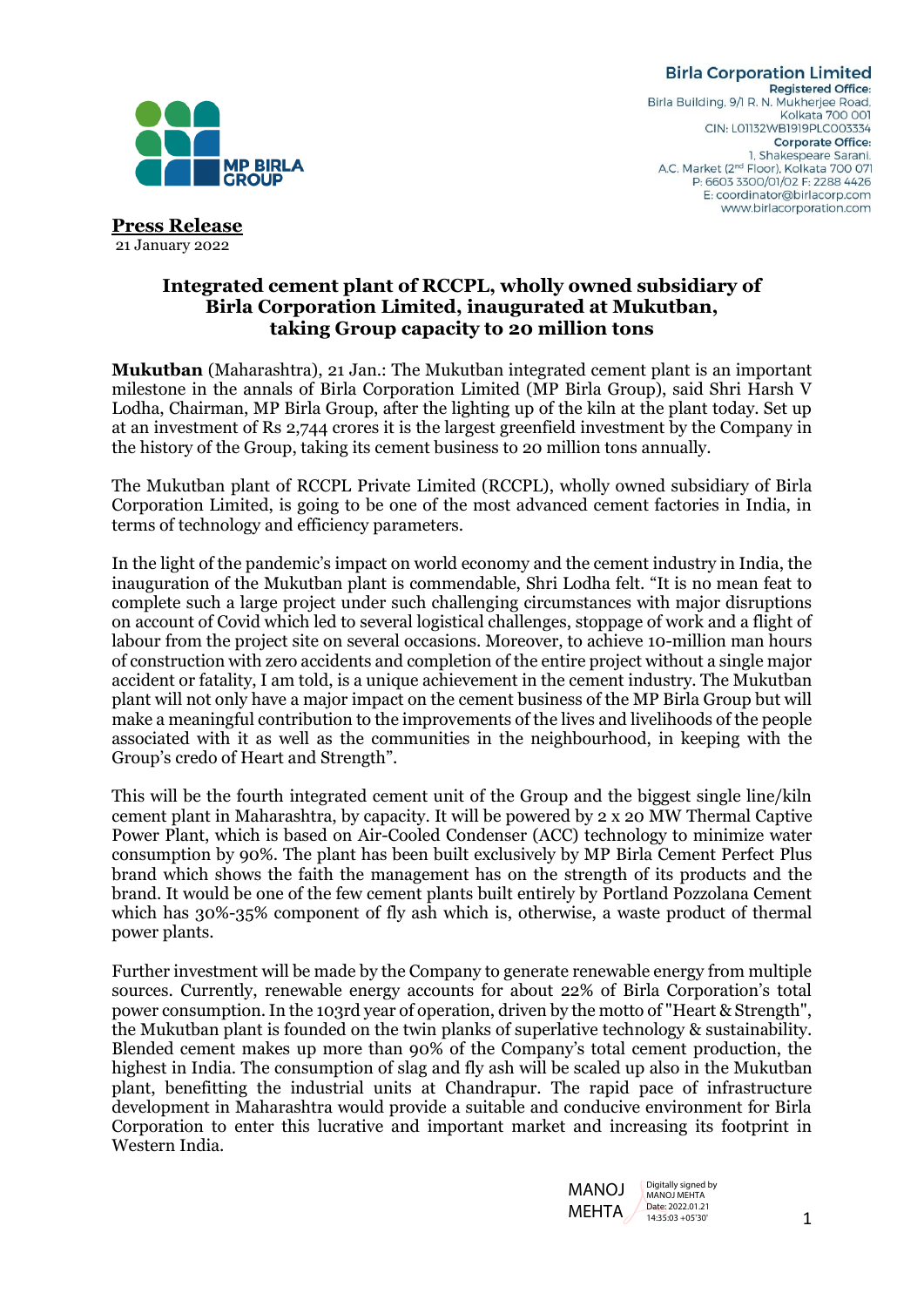Birla Corporation Limited
Registered Office:
Birla Building, 9/1 R. N. Mukherjee Road,
Kolkata 700 001
CIN: L01132WB1919PLC003334
Corporate Office:
1, Shakespeare Sarani,
A.C. Market (2nd Floor), Kolkata 700 071
P: 6603 3300/01/02 F: 2288 4426
E: coordinator@birlacorp.com
www.birlacorporation.com

MP BIRLA GROUP

**Press Release**
21 January 2022

## Integrated cement plant of RCCPL, wholly owned subsidiary of Birla Corporation Limited, inaugurated at Mukutban, taking Group capacity to 20 million tons

**Mukutban** (Maharashtra), 21 Jan.: The Mukutban integrated cement plant is an important milestone in the annals of Birla Corporation Limited (MP Birla Group), said Shri Harsh V Lodha, Chairman, MP Birla Group, after the lighting up of the kiln at the plant today. Set up at an investment of Rs 2,744 crores it is the largest greenfield investment by the Company in the history of the Group, taking its cement business to 20 million tons annually.

The Mukutban plant of RCCPL Private Limited (RCCPL), wholly owned subsidiary of Birla Corporation Limited, is going to be one of the most advanced cement factories in India, in terms of technology and efficiency parameters.

In the light of the pandemic's impact on world economy and the cement industry in India, the inauguration of the Mukutban plant is commendable, Shri Lodha felt. "It is no mean feat to complete such a large project under such challenging circumstances with major disruptions on account of Covid which led to several logistical challenges, stoppage of work and a flight of labour from the project site on several occasions. Moreover, to achieve 10-million man hours of construction with zero accidents and completion of the entire project without a single major accident or fatality, I am told, is a unique achievement in the cement industry. The Mukutban plant will not only have a major impact on the cement business of the MP Birla Group but will make a meaningful contribution to the improvements of the lives and livelihoods of the people associated with it as well as the communities in the neighbourhood, in keeping with the Group's credo of Heart and Strength".

This will be the fourth integrated cement unit of the Group and the biggest single line/kiln cement plant in Maharashtra, by capacity. It will be powered by 2 x 20 MW Thermal Captive Power Plant, which is based on Air-Cooled Condenser (ACC) technology to minimize water consumption by 90%. The plant has been built exclusively by MP Birla Cement Perfect Plus brand which shows the faith the management has on the strength of its products and the brand. It would be one of the few cement plants built entirely by Portland Pozzolana Cement which has 30%-35% component of fly ash which is, otherwise, a waste product of thermal power plants.

Further investment will be made by the Company to generate renewable energy from multiple sources. Currently, renewable energy accounts for about 22% of Birla Corporation's total power consumption. In the 103rd year of operation, driven by the motto of "Heart & Strength", the Mukutban plant is founded on the twin planks of superlative technology & sustainability. Blended cement makes up more than 90% of the Company's total cement production, the highest in India. The consumption of slag and fly ash will be scaled up also in the Mukutban plant, benefitting the industrial units at Chandrapur. The rapid pace of infrastructure development in Maharashtra would provide a suitable and conducive environment for Birla Corporation to enter this lucrative and important market and increasing its footprint in Western India.

MANOJ MEHTA
Digitally signed by MANOJ MEHTA
Date: 2022.01.21 14:35:03 +05'30'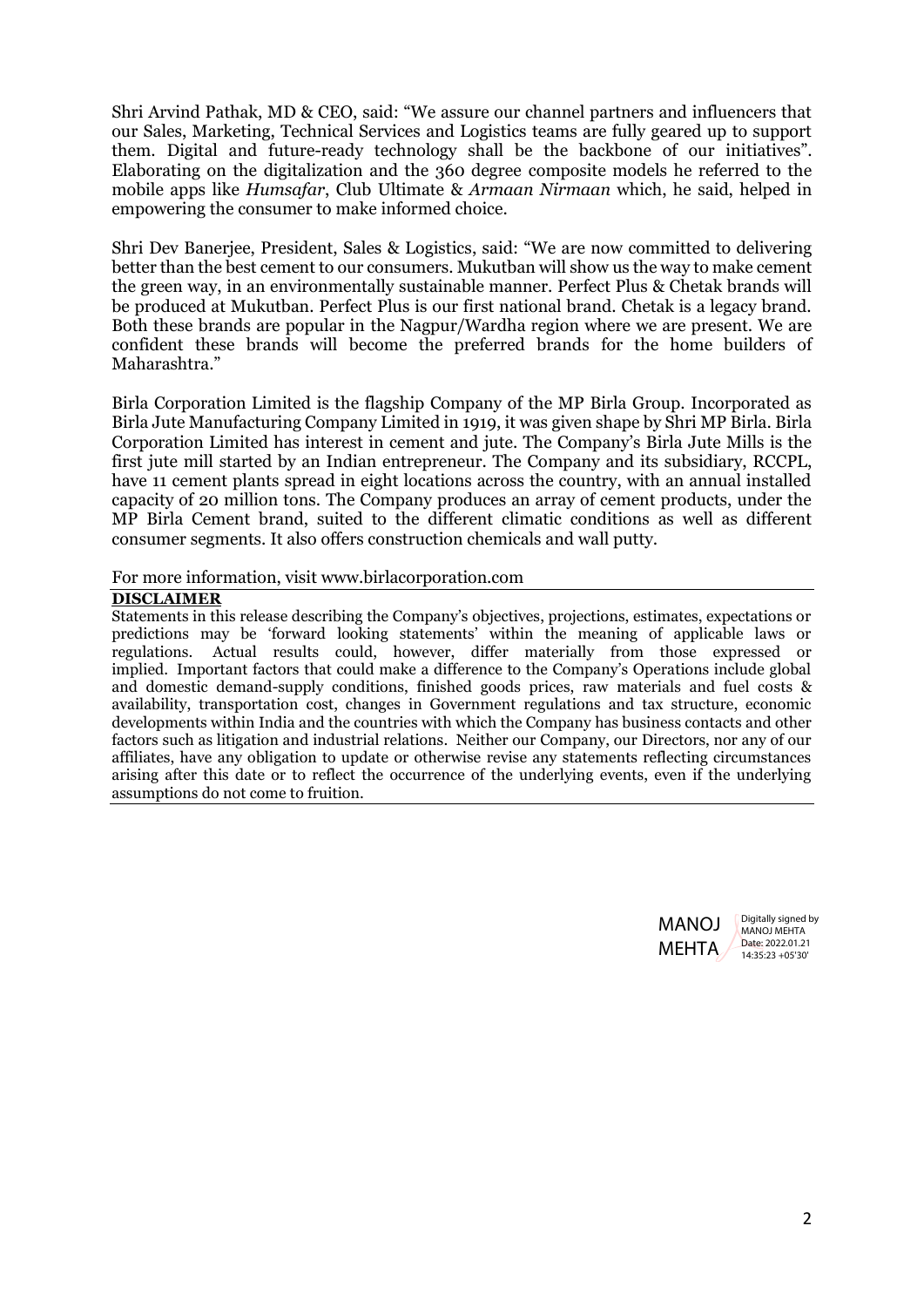Shri Arvind Pathak, MD & CEO, said: "We assure our channel partners and influencers that our Sales, Marketing, Technical Services and Logistics teams are fully geared up to support them. Digital and future-ready technology shall be the backbone of our initiatives". Elaborating on the digitalization and the 360 degree composite models he referred to the mobile apps like *Humsafar*, Club Ultimate & *Armaan Nirmaan* which, he said, helped in empowering the consumer to make informed choice.

Shri Dev Banerjee, President, Sales & Logistics, said: "We are now committed to delivering better than the best cement to our consumers. Mukutban will show us the way to make cement the green way, in an environmentally sustainable manner. Perfect Plus & Chetak brands will be produced at Mukutban. Perfect Plus is our first national brand. Chetak is a legacy brand. Both these brands are popular in the Nagpur/Wardha region where we are present. We are confident these brands will become the preferred brands for the home builders of Maharashtra."

Birla Corporation Limited is the flagship Company of the MP Birla Group. Incorporated as Birla Jute Manufacturing Company Limited in 1919, it was given shape by Shri MP Birla. Birla Corporation Limited has interest in cement and jute. The Company's Birla Jute Mills is the first jute mill started by an Indian entrepreneur. The Company and its subsidiary, RCCPL, have 11 cement plants spread in eight locations across the country, with an annual installed capacity of 20 million tons. The Company produces an array of cement products, under the MP Birla Cement brand, suited to the different climatic conditions as well as different consumer segments. It also offers construction chemicals and wall putty.

For more information, visit www.birlacorporation.com

**DISCLAIMER**

Statements in this release describing the Company's objectives, projections, estimates, expectations or predictions may be 'forward looking statements' within the meaning of applicable laws or regulations. Actual results could, however, differ materially from those expressed or implied. Important factors that could make a difference to the Company's Operations include global and domestic demand-supply conditions, finished goods prices, raw materials and fuel costs & availability, transportation cost, changes in Government regulations and tax structure, economic developments within India and the countries with which the Company has business contacts and other factors such as litigation and industrial relations. Neither our Company, our Directors, nor any of our affiliates, have any obligation to update or otherwise revise any statements reflecting circumstances arising after this date or to reflect the occurrence of the underlying events, even if the underlying assumptions do not come to fruition.

MANOJ MEHTA

Digitally signed by MANOJ MEHTA
Date: 2022.01.21 14:35:23 +05'30'